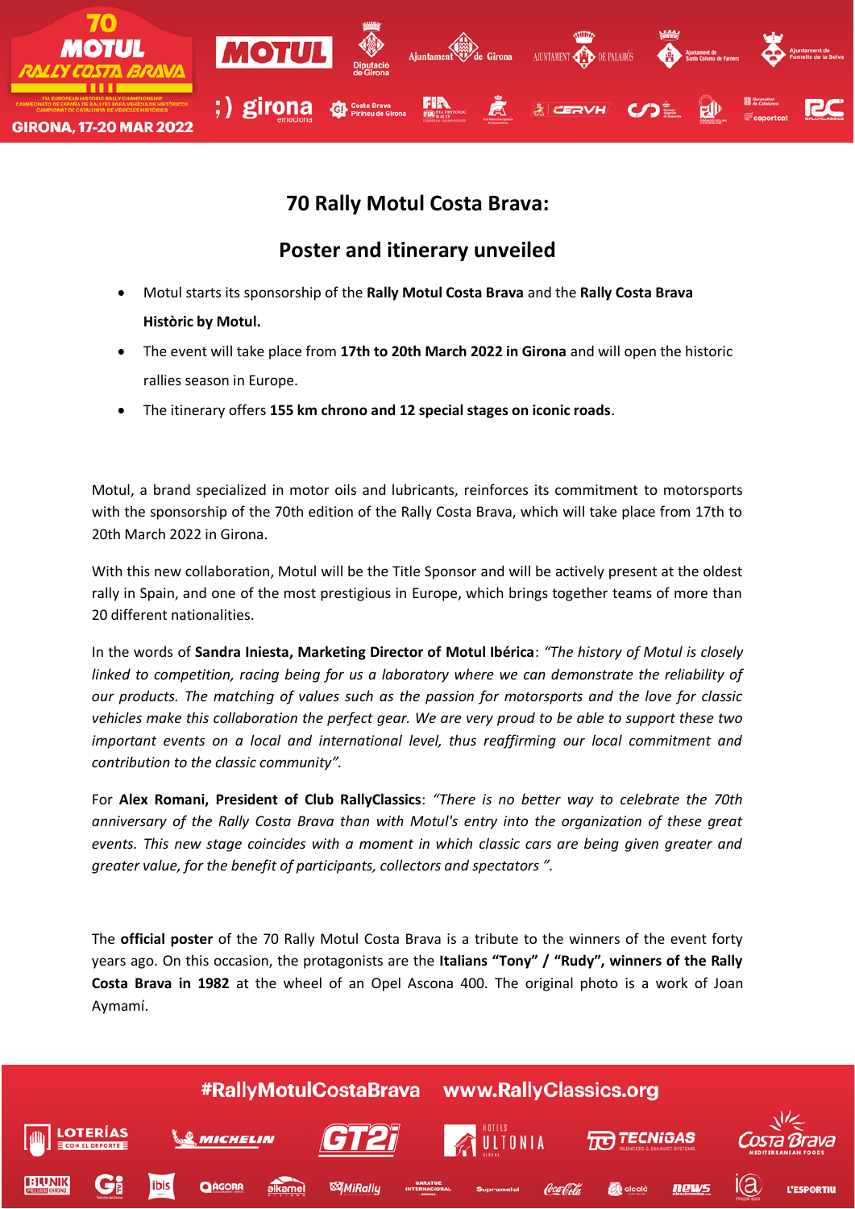# 70 Rally Motul Costa Brava:

## Poster and itinerary unveiled

- Motul starts its sponsorship of the **Rally Motul Costa Brava** and the **Rally Costa Brava Històric by Motul.**
- The event will take place from **17th to 20th March 2022 in Girona** and will open the historic rallies season in Europe.
- The itinerary offers **155 km chrono and 12 special stages on iconic roads**.

Motul, a brand specialized in motor oils and lubricants, reinforces its commitment to motorsports with the sponsorship of the 70th edition of the Rally Costa Brava, which will take place from 17th to 20th March 2022 in Girona.

With this new collaboration, Motul will be the Title Sponsor and will be actively present at the oldest rally in Spain, and one of the most prestigious in Europe, which brings together teams of more than 20 different nationalities.

In the words of **Sandra Iniesta, Marketing Director of Motul Ibérica**: *"The history of Motul is closely linked to competition, racing being for us a laboratory where we can demonstrate the reliability of our products. The matching of values such as the passion for motorsports and the love for classic vehicles make this collaboration the perfect gear. We are very proud to be able to support these two important events on a local and international level, thus reaffirming our local commitment and contribution to the classic community".*

For **Alex Romani, President of Club RallyClassics**: *"There is no better way to celebrate the 70th anniversary of the Rally Costa Brava than with Motul's entry into the organization of these great events. This new stage coincides with a moment in which classic cars are being given greater and greater value, for the benefit of participants, collectors and spectators ".*

The **official poster** of the 70 Rally Motul Costa Brava is a tribute to the winners of the event forty years ago. On this occasion, the protagonists are the **Italians "Tony" / "Rudy", winners of the Rally Costa Brava in 1982** at the wheel of an Opel Ascona 400. The original photo is a work of Joan Aymamí.

#RallyMotulCostaBrava www.RallyClassics.org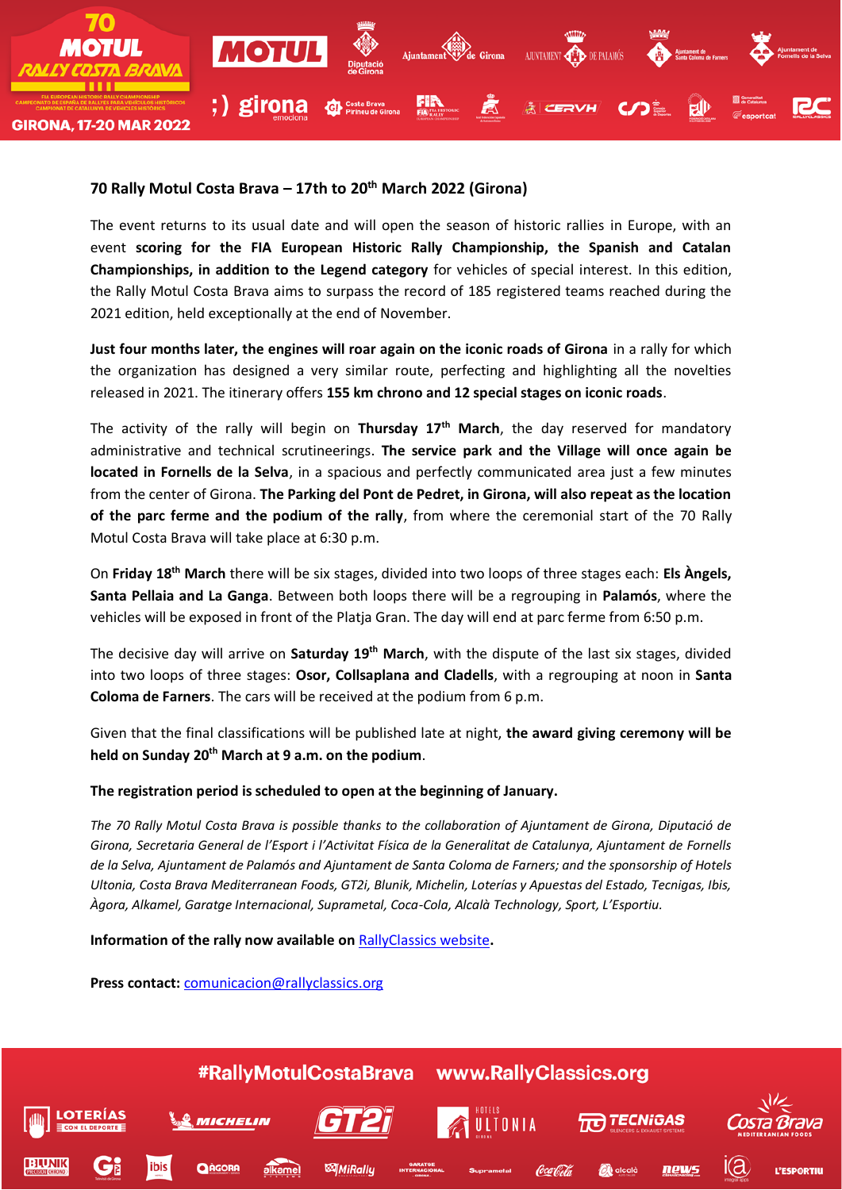**70 Rally Motul Costa Brava – 17th to 20th March 2022 (Girona)**

The event returns to its usual date and will open the season of historic rallies in Europe, with an event **scoring for the FIA European Historic Rally Championship, the Spanish and Catalan Championships, in addition to the Legend category** for vehicles of special interest. In this edition, the Rally Motul Costa Brava aims to surpass the record of 185 registered teams reached during the 2021 edition, held exceptionally at the end of November.

**Just four months later, the engines will roar again on the iconic roads of Girona** in a rally for which the organization has designed a very similar route, perfecting and highlighting all the novelties released in 2021. The itinerary offers **155 km chrono and 12 special stages on iconic roads**.

The activity of the rally will begin on **Thursday 17th March**, the day reserved for mandatory administrative and technical scrutineerings. **The service park and the Village will once again be located in Fornells de la Selva**, in a spacious and perfectly communicated area just a few minutes from the center of Girona. **The Parking del Pont de Pedret, in Girona, will also repeat as the location of the parc ferme and the podium of the rally**, from where the ceremonial start of the 70 Rally Motul Costa Brava will take place at 6:30 p.m.

On **Friday 18th March** there will be six stages, divided into two loops of three stages each: **Els Àngels, Santa Pellaia and La Ganga**. Between both loops there will be a regrouping in **Palamós**, where the vehicles will be exposed in front of the Platja Gran. The day will end at parc ferme from 6:50 p.m.

The decisive day will arrive on **Saturday 19th March**, with the dispute of the last six stages, divided into two loops of three stages: **Osor, Collsaplana and Cladells**, with a regrouping at noon in **Santa Coloma de Farners**. The cars will be received at the podium from 6 p.m.

Given that the final classifications will be published late at night, **the award giving ceremony will be held on Sunday 20th March at 9 a.m. on the podium**.

**The registration period is scheduled to open at the beginning of January.**

*The 70 Rally Motul Costa Brava is possible thanks to the collaboration of Ajuntament de Girona, Diputació de Girona, Secretaria General de l'Esport i l'Activitat Física de la Generalitat de Catalunya, Ajuntament de Fornells de la Selva, Ajuntament de Palamós and Ajuntament de Santa Coloma de Farners; and the sponsorship of Hotels Ultonia, Costa Brava Mediterranean Foods, GT2i, Blunik, Michelin, Loterías y Apuestas del Estado, Tecnigas, Ibis, Àgora, Alkamel, Garatge Internacional, Suprametal, Coca-Cola, Alcalà Technology, Sport, L'Esportiu.*

**Information of the rally now available on [RallyClassics website](www.RallyClassics.org).**

**Press contact:** comunicacion@rallyclassics.org

#RallyMotulCostaBrava www.RallyClassics.org